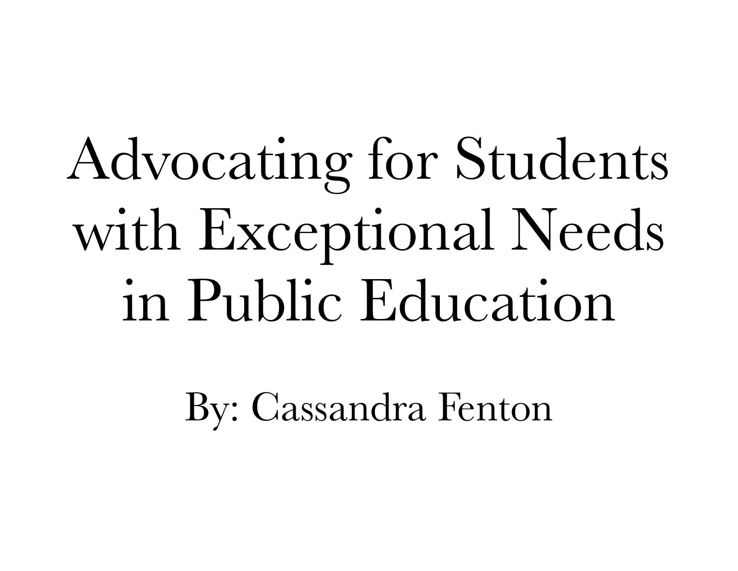# Advocating for Students with Exceptional Needs in Public Education

By: Cassandra Fenton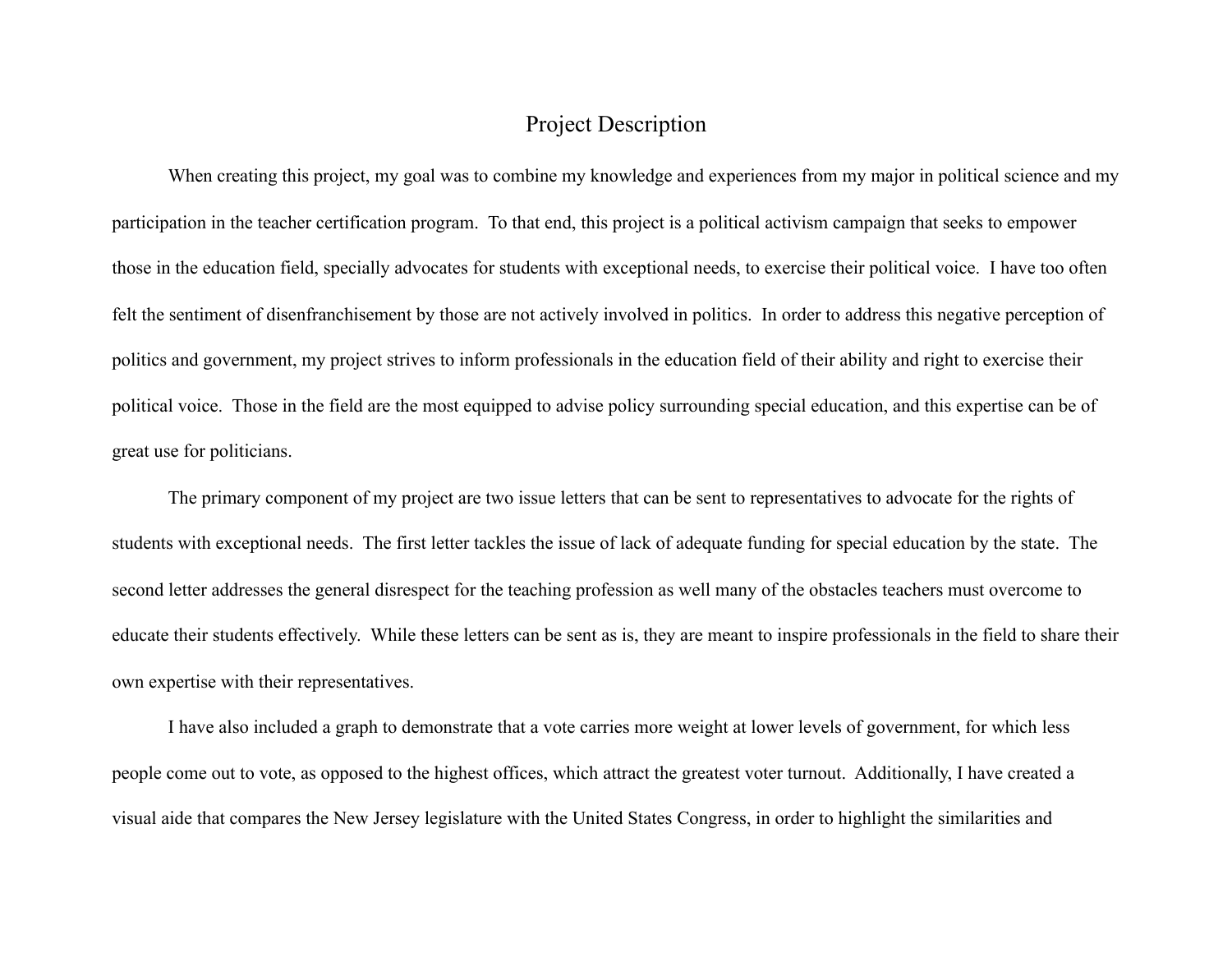# Project Description

When creating this project, my goal was to combine my knowledge and experiences from my major in political science and my participation in the teacher certification program. To that end, this project is a political activism campaign that seeks to empower those in the education field, specially advocates for students with exceptional needs, to exercise their political voice. I have too often felt the sentiment of disenfranchisement by those are not actively involved in politics. In order to address this negative perception of politics and government, my project strives to inform professionals in the education field of their ability and right to exercise their political voice. Those in the field are the most equipped to advise policy surrounding special education, and this expertise can be of great use for politicians.

The primary component of my project are two issue letters that can be sent to representatives to advocate for the rights of students with exceptional needs. The first letter tackles the issue of lack of adequate funding for special education by the state. The second letter addresses the general disrespect for the teaching profession as well many of the obstacles teachers must overcome to educate their students effectively. While these letters can be sent as is, they are meant to inspire professionals in the field to share their own expertise with their representatives.

I have also included a graph to demonstrate that a vote carries more weight at lower levels of government, for which less people come out to vote, as opposed to the highest offices, which attract the greatest voter turnout. Additionally, I have created a visual aide that compares the New Jersey legislature with the United States Congress, in order to highlight the similarities and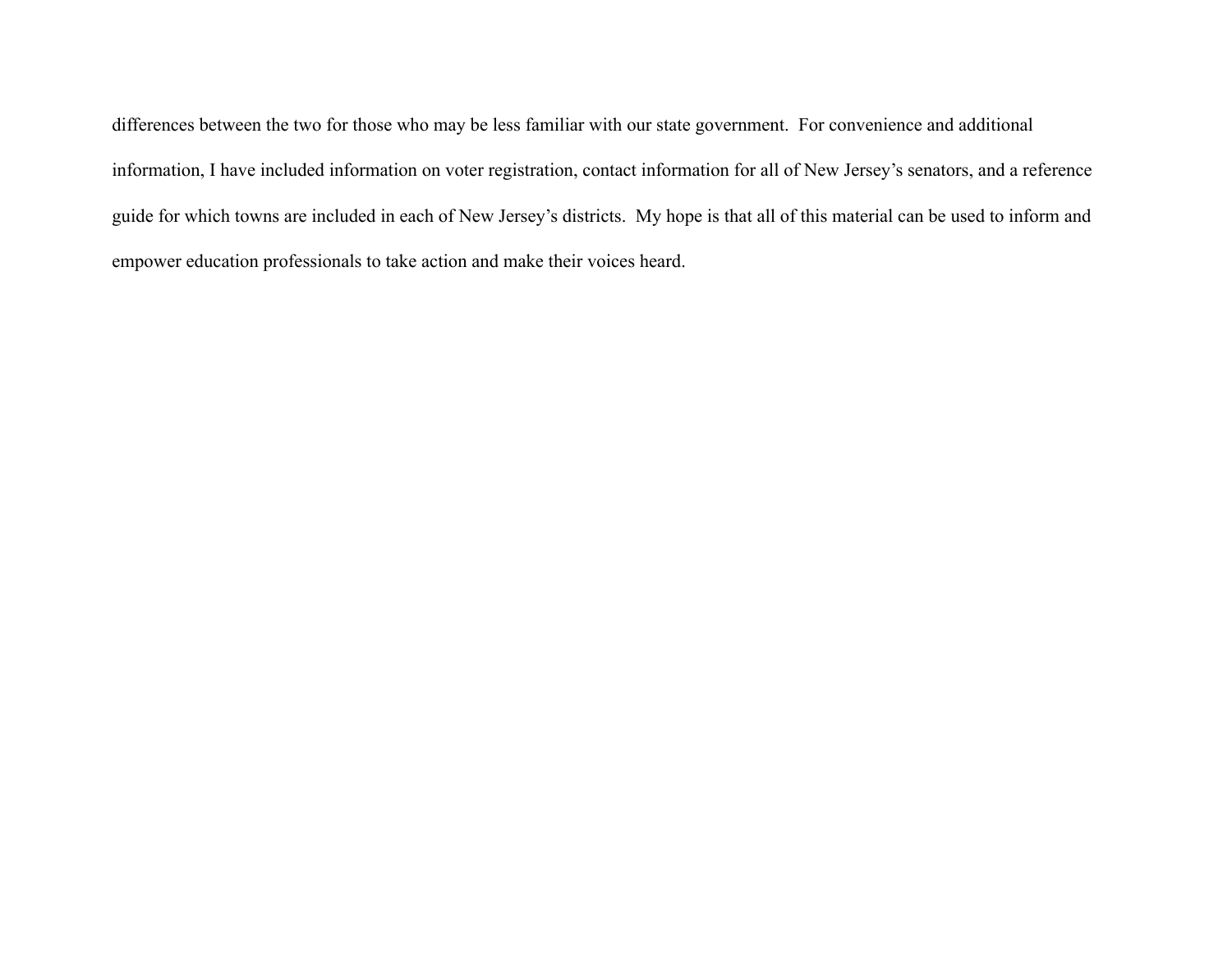differences between the two for those who may be less familiar with our state government.  For convenience and additional information, I have included information on voter registration, contact information for all of New Jersey's senators, and a reference guide for which towns are included in each of New Jersey's districts.  My hope is that all of this material can be used to inform and empower education professionals to take action and make their voices heard.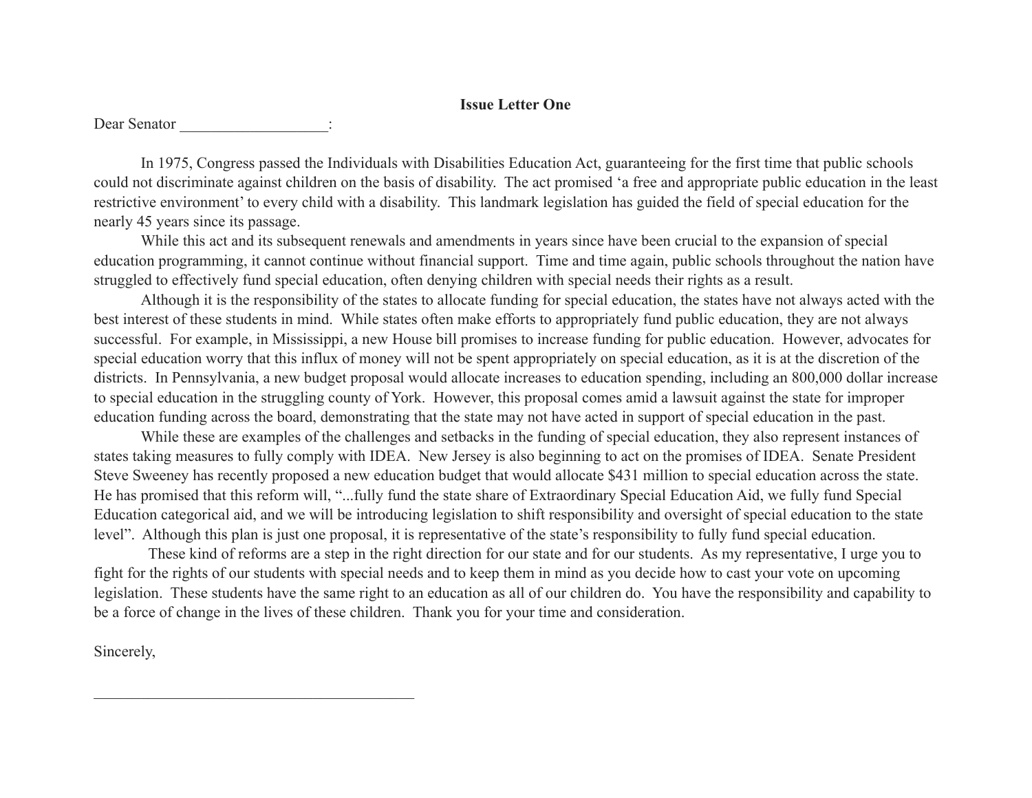**Issue Letter One**

Dear Senator ___________________:

In 1975, Congress passed the Individuals with Disabilities Education Act, guaranteeing for the first time that public schools could not discriminate against children on the basis of disability. The act promised 'a free and appropriate public education in the least restrictive environment' to every child with a disability. This landmark legislation has guided the field of special education for the nearly 45 years since its passage.

While this act and its subsequent renewals and amendments in years since have been crucial to the expansion of special education programming, it cannot continue without financial support. Time and time again, public schools throughout the nation have struggled to effectively fund special education, often denying children with special needs their rights as a result.

Although it is the responsibility of the states to allocate funding for special education, the states have not always acted with the best interest of these students in mind. While states often make efforts to appropriately fund public education, they are not always successful. For example, in Mississippi, a new House bill promises to increase funding for public education. However, advocates for special education worry that this influx of money will not be spent appropriately on special education, as it is at the discretion of the districts. In Pennsylvania, a new budget proposal would allocate increases to education spending, including an 800,000 dollar increase to special education in the struggling county of York. However, this proposal comes amid a lawsuit against the state for improper education funding across the board, demonstrating that the state may not have acted in support of special education in the past.

While these are examples of the challenges and setbacks in the funding of special education, they also represent instances of states taking measures to fully comply with IDEA. New Jersey is also beginning to act on the promises of IDEA. Senate President Steve Sweeney has recently proposed a new education budget that would allocate $431 million to special education across the state. He has promised that this reform will, "...fully fund the state share of Extraordinary Special Education Aid, we fully fund Special Education categorical aid, and we will be introducing legislation to shift responsibility and oversight of special education to the state level". Although this plan is just one proposal, it is representative of the state's responsibility to fully fund special education.

These kind of reforms are a step in the right direction for our state and for our students. As my representative, I urge you to fight for the rights of our students with special needs and to keep them in mind as you decide how to cast your vote on upcoming legislation. These students have the same right to an education as all of our children do. You have the responsibility and capability to be a force of change in the lives of these children. Thank you for your time and consideration.

Sincerely,

________________________________________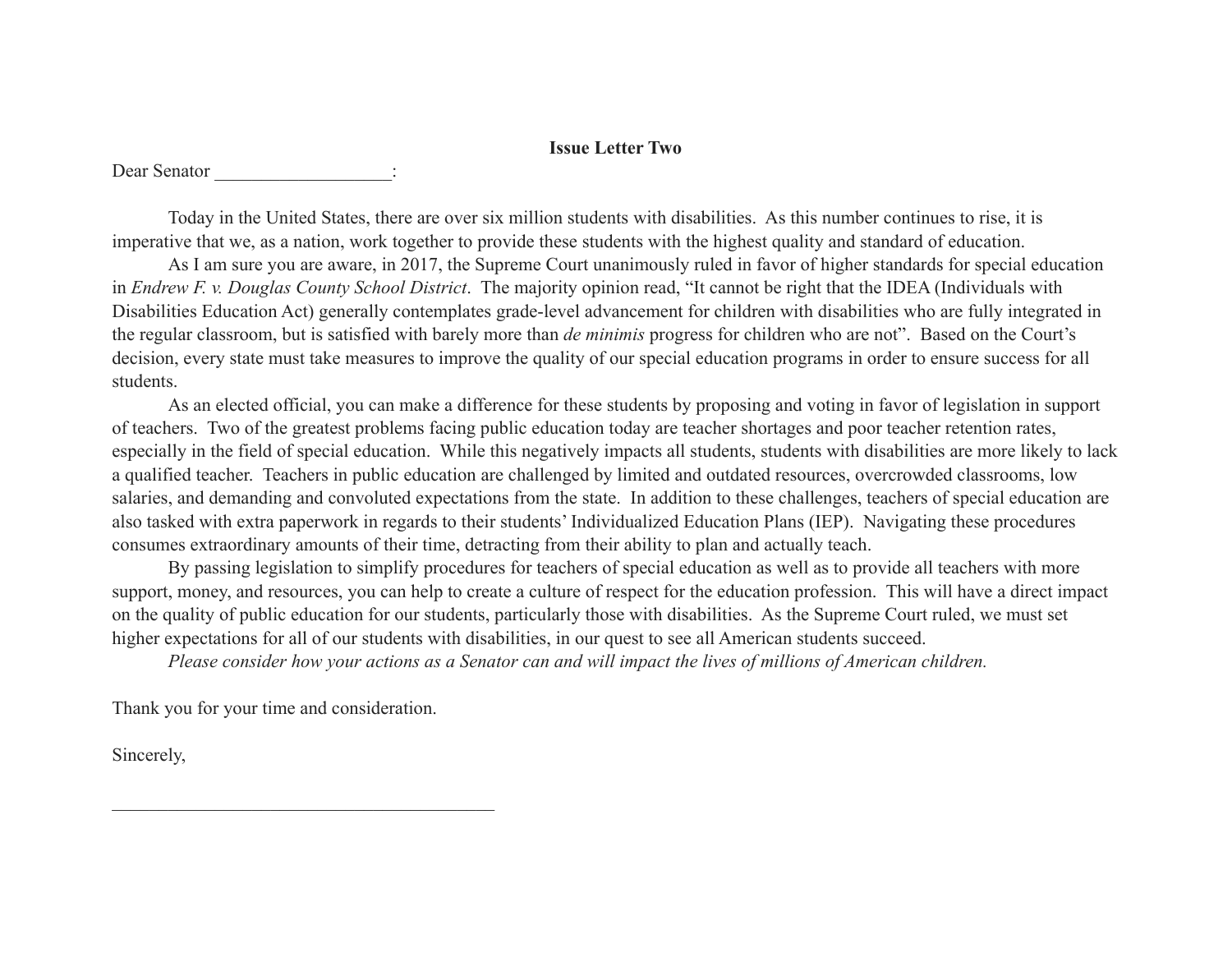**Issue Letter Two**

Dear Senator ___________________:

Today in the United States, there are over six million students with disabilities. As this number continues to rise, it is imperative that we, as a nation, work together to provide these students with the highest quality and standard of education.

As I am sure you are aware, in 2017, the Supreme Court unanimously ruled in favor of higher standards for special education in *Endrew F. v. Douglas County School District*. The majority opinion read, "It cannot be right that the IDEA (Individuals with Disabilities Education Act) generally contemplates grade-level advancement for children with disabilities who are fully integrated in the regular classroom, but is satisfied with barely more than *de minimis* progress for children who are not". Based on the Court's decision, every state must take measures to improve the quality of our special education programs in order to ensure success for all students.

As an elected official, you can make a difference for these students by proposing and voting in favor of legislation in support of teachers. Two of the greatest problems facing public education today are teacher shortages and poor teacher retention rates, especially in the field of special education. While this negatively impacts all students, students with disabilities are more likely to lack a qualified teacher. Teachers in public education are challenged by limited and outdated resources, overcrowded classrooms, low salaries, and demanding and convoluted expectations from the state. In addition to these challenges, teachers of special education are also tasked with extra paperwork in regards to their students' Individualized Education Plans (IEP). Navigating these procedures consumes extraordinary amounts of their time, detracting from their ability to plan and actually teach.

By passing legislation to simplify procedures for teachers of special education as well as to provide all teachers with more support, money, and resources, you can help to create a culture of respect for the education profession. This will have a direct impact on the quality of public education for our students, particularly those with disabilities. As the Supreme Court ruled, we must set higher expectations for all of our students with disabilities, in our quest to see all American students succeed.

*Please consider how your actions as a Senator can and will impact the lives of millions of American children.*

Thank you for your time and consideration.

Sincerely,

__________________________________________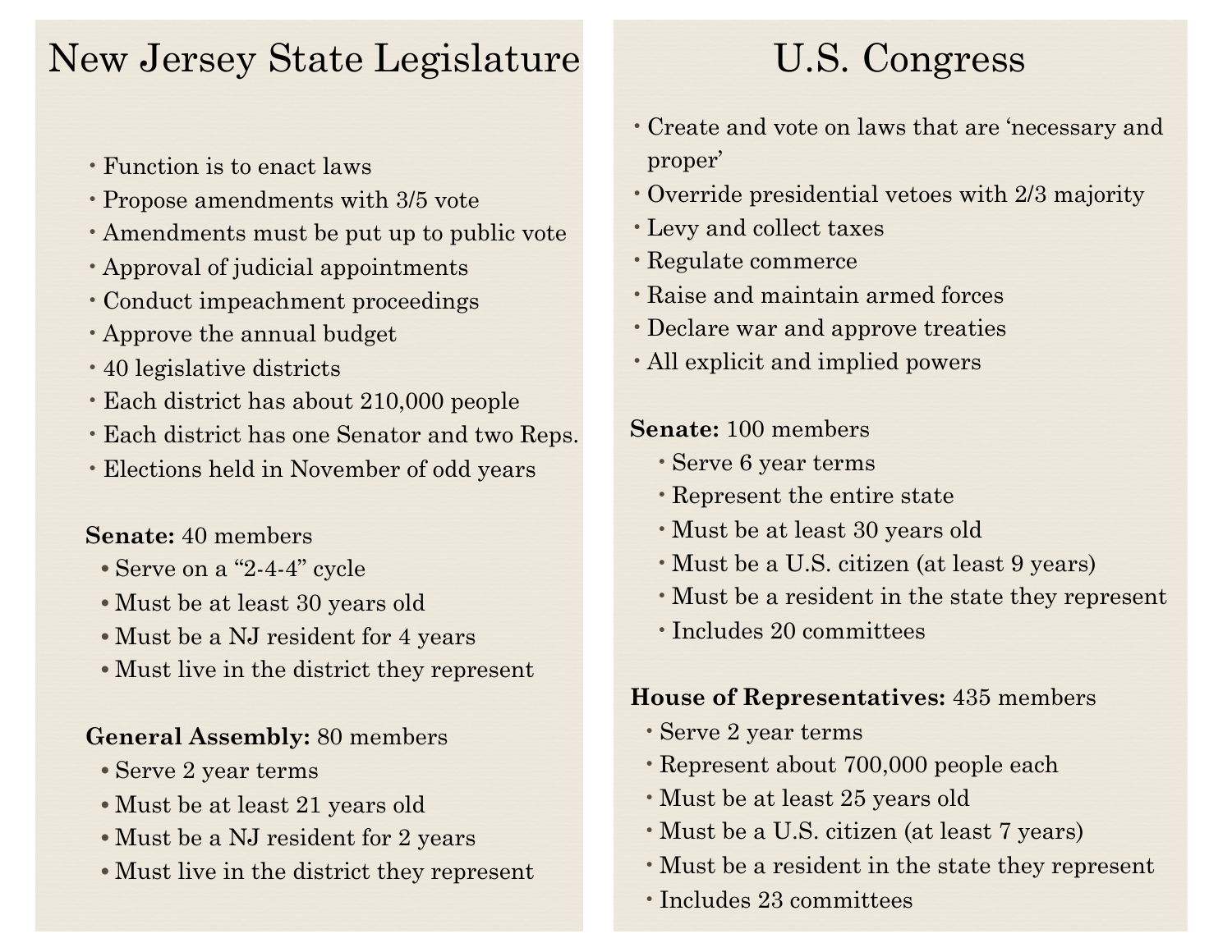# New Jersey State Legislature

- Function is to enact laws
- Propose amendments with 3/5 vote
- Amendments must be put up to public vote
- Approval of judicial appointments
- Conduct impeachment proceedings
- Approve the annual budget
- 40 legislative districts
- Each district has about 210,000 people
- Each district has one Senator and two Reps.
- Elections held in November of odd years

**Senate:** 40 members

- Serve on a "2-4-4" cycle
- Must be at least 30 years old
- Must be a NJ resident for 4 years
- Must live in the district they represent

**General Assembly:** 80 members

- Serve 2 year terms
- Must be at least 21 years old
- Must be a NJ resident for 2 years
- Must live in the district they represent

# U.S. Congress

- Create and vote on laws that are 'necessary and proper'
- Override presidential vetoes with 2/3 majority
- Levy and collect taxes
- Regulate commerce
- Raise and maintain armed forces
- Declare war and approve treaties
- All explicit and implied powers

**Senate:** 100 members

- Serve 6 year terms
- Represent the entire state
- Must be at least 30 years old
- Must be a U.S. citizen (at least 9 years)
- Must be a resident in the state they represent
- Includes 20 committees

**House of Representatives:** 435 members

- Serve 2 year terms
- Represent about 700,000 people each
- Must be at least 25 years old
- Must be a U.S. citizen (at least 7 years)
- Must be a resident in the state they represent
- Includes 23 committees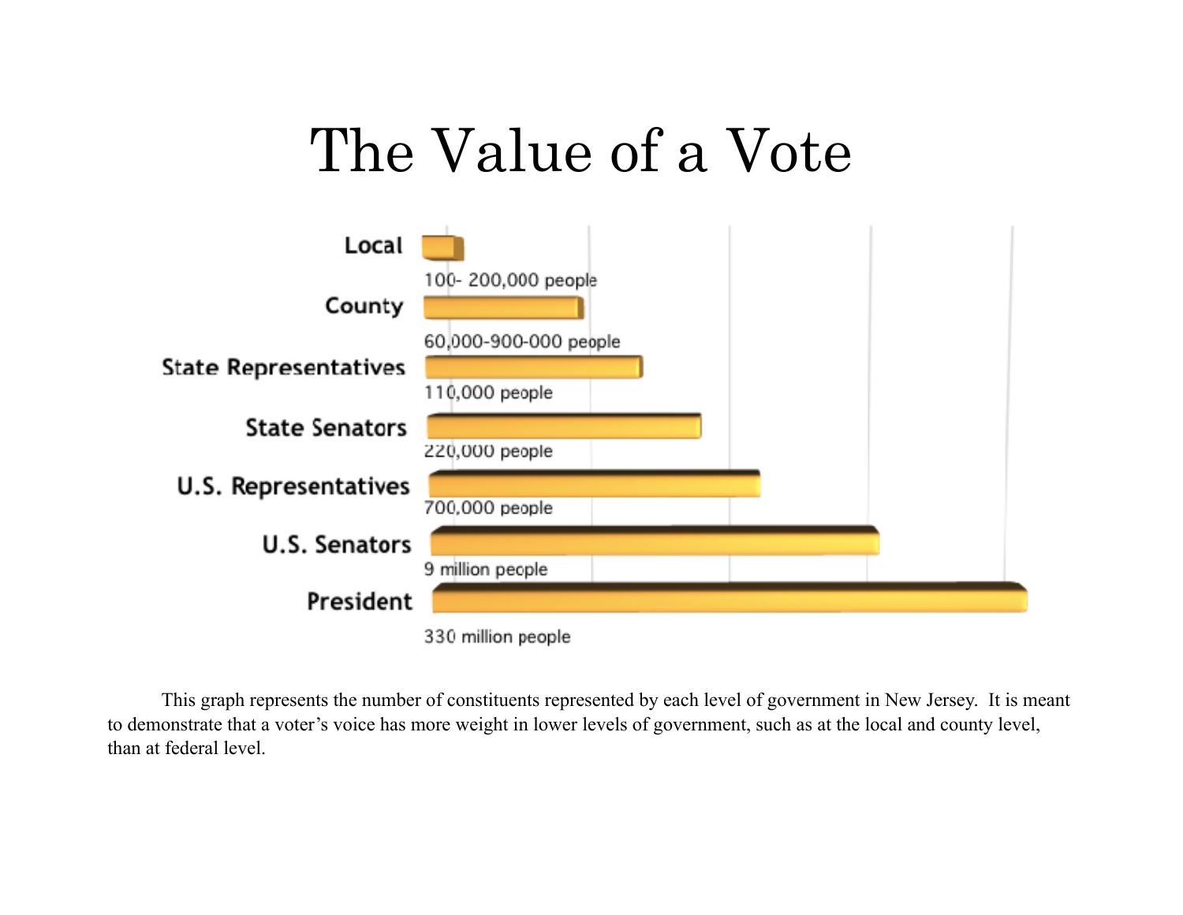# The Value of a Vote

| Level | Constituents |
|---|---|
| Local | 100- 200,000 people |
| County | 60,000-900-000 people |
| State Representatives | 110,000 people |
| State Senators | 220,000 people |
| U.S. Representatives | 700,000 people |
| U.S. Senators | 9 million people |
| President | 330 million people |

This graph represents the number of constituents represented by each level of government in New Jersey. It is meant to demonstrate that a voter's voice has more weight in lower levels of government, such as at the local and county level, than at federal level.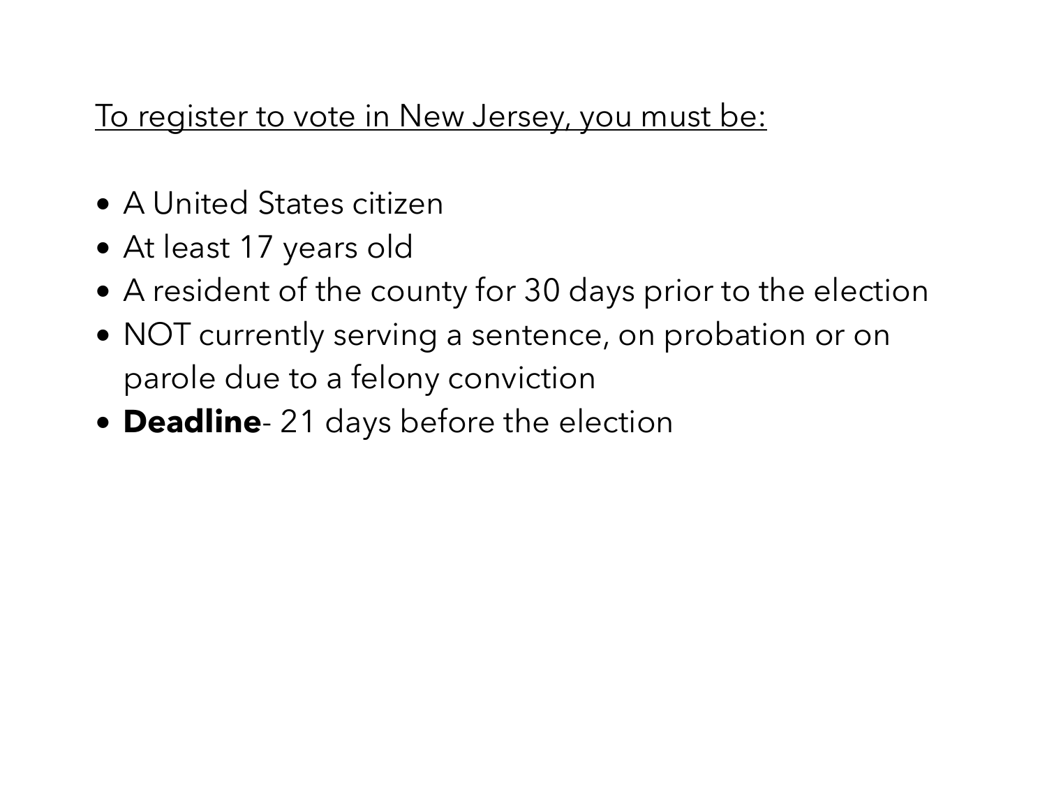To register to vote in New Jersey, you must be:

- A United States citizen
- At least 17 years old
- A resident of the county for 30 days prior to the election
- NOT currently serving a sentence, on probation or on parole due to a felony conviction
- **Deadline**- 21 days before the election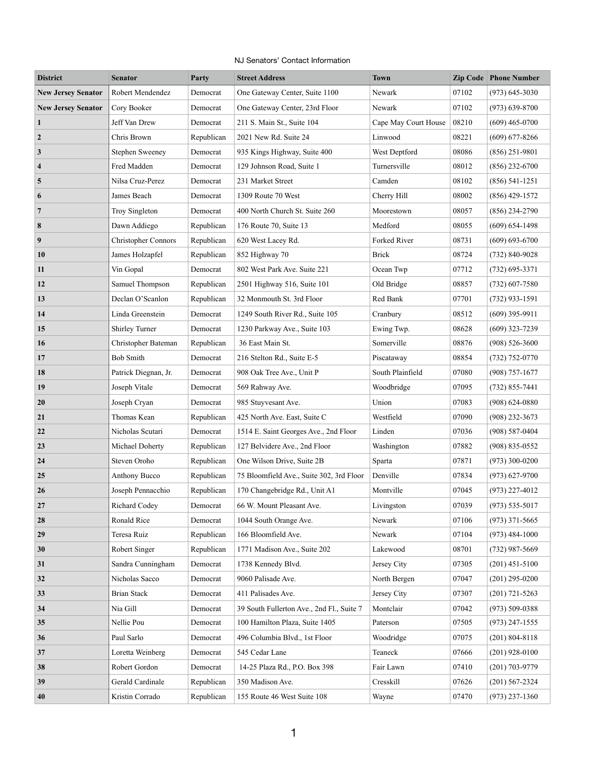NJ Senators' Contact Information

| District | Senator | Party | Street Address | Town | Zip Code | Phone Number |
|---|---|---|---|---|---|---|
| **New Jersey Senator** | Robert Mendendez | Democrat | One Gateway Center, Suite 1100 | Newark | 07102 | (973) 645-3030 |
| **New Jersey Senator** | Cory Booker | Democrat | One Gateway Center, 23rd Floor | Newark | 07102 | (973) 639-8700 |
| **1** | Jeff Van Drew | Democrat | 211 S. Main St., Suite 104 | Cape May Court House | 08210 | (609) 465-0700 |
| **2** | Chris Brown | Republican | 2021 New Rd. Suite 24 | Linwood | 08221 | (609) 677-8266 |
| **3** | Stephen Sweeney | Democrat | 935 Kings Highway, Suite 400 | West Deptford | 08086 | (856) 251-9801 |
| **4** | Fred Madden | Democrat | 129 Johnson Road, Suite 1 | Turnersville | 08012 | (856) 232-6700 |
| **5** | Nilsa Cruz-Perez | Democrat | 231 Market Street | Camden | 08102 | (856) 541-1251 |
| **6** | James Beach | Democrat | 1309 Route 70 West | Cherry Hill | 08002 | (856) 429-1572 |
| **7** | Troy Singleton | Democrat | 400 North Church St. Suite 260 | Moorestown | 08057 | (856) 234-2790 |
| **8** | Dawn Addiego | Republican | 176 Route 70, Suite 13 | Medford | 08055 | (609) 654-1498 |
| **9** | Christopher Connors | Republican | 620 West Lacey Rd. | Forked River | 08731 | (609) 693-6700 |
| **10** | James Holzapfel | Republican | 852 Highway 70 | Brick | 08724 | (732) 840-9028 |
| **11** | Vin Gopal | Democrat | 802 West Park Ave. Suite 221 | Ocean Twp | 07712 | (732) 695-3371 |
| **12** | Samuel Thompson | Republican | 2501 Highway 516, Suite 101 | Old Bridge | 08857 | (732) 607-7580 |
| **13** | Declan O'Scanlon | Republican | 32 Monmouth St. 3rd Floor | Red Bank | 07701 | (732) 933-1591 |
| **14** | Linda Greenstein | Democrat | 1249 South River Rd., Suite 105 | Cranbury | 08512 | (609) 395-9911 |
| **15** | Shirley Turner | Democrat | 1230 Parkway Ave., Suite 103 | Ewing Twp. | 08628 | (609) 323-7239 |
| **16** | Christopher Bateman | Republican | 36 East Main St. | Somerville | 08876 | (908) 526-3600 |
| **17** | Bob Smith | Democrat | 216 Stelton Rd., Suite E-5 | Piscataway | 08854 | (732) 752-0770 |
| **18** | Patrick Diegnan, Jr. | Democrat | 908 Oak Tree Ave., Unit P | South Plainfield | 07080 | (908) 757-1677 |
| **19** | Joseph Vitale | Democrat | 569 Rahway Ave. | Woodbridge | 07095 | (732) 855-7441 |
| **20** | Joseph Cryan | Democrat | 985 Stuyvesant Ave. | Union | 07083 | (908) 624-0880 |
| **21** | Thomas Kean | Republican | 425 North Ave. East, Suite C | Westfield | 07090 | (908) 232-3673 |
| **22** | Nicholas Scutari | Democrat | 1514 E. Saint Georges Ave., 2nd Floor | Linden | 07036 | (908) 587-0404 |
| **23** | Michael Doherty | Republican | 127 Belvidere Ave., 2nd Floor | Washington | 07882 | (908) 835-0552 |
| **24** | Steven Oroho | Republican | One Wilson Drive, Suite 2B | Sparta | 07871 | (973) 300-0200 |
| **25** | Anthony Bucco | Republican | 75 Bloomfield Ave., Suite 302, 3rd Floor | Denville | 07834 | (973) 627-9700 |
| **26** | Joseph Pennacchio | Republican | 170 Changebridge Rd., Unit A1 | Montville | 07045 | (973) 227-4012 |
| **27** | Richard Codey | Democrat | 66 W. Mount Pleasant Ave. | Livingston | 07039 | (973) 535-5017 |
| **28** | Ronald Rice | Democrat | 1044 South Orange Ave. | Newark | 07106 | (973) 371-5665 |
| **29** | Teresa Ruiz | Republican | 166 Bloomfield Ave. | Newark | 07104 | (973) 484-1000 |
| **30** | Robert Singer | Republican | 1771 Madison Ave., Suite 202 | Lakewood | 08701 | (732) 987-5669 |
| **31** | Sandra Cunningham | Democrat | 1738 Kennedy Blvd. | Jersey City | 07305 | (201) 451-5100 |
| **32** | Nicholas Sacco | Democrat | 9060 Palisade Ave. | North Bergen | 07047 | (201) 295-0200 |
| **33** | Brian Stack | Democrat | 411 Palisades Ave. | Jersey City | 07307 | (201) 721-5263 |
| **34** | Nia Gill | Democrat | 39 South Fullerton Ave., 2nd Fl., Suite 7 | Montclair | 07042 | (973) 509-0388 |
| **35** | Nellie Pou | Democrat | 100 Hamilton Plaza, Suite 1405 | Paterson | 07505 | (973) 247-1555 |
| **36** | Paul Sarlo | Democrat | 496 Columbia Blvd., 1st Floor | Woodridge | 07075 | (201) 804-8118 |
| **37** | Loretta Weinberg | Democrat | 545 Cedar Lane | Teaneck | 07666 | (201) 928-0100 |
| **38** | Robert Gordon | Democrat | 14-25 Plaza Rd., P.O. Box 398 | Fair Lawn | 07410 | (201) 703-9779 |
| **39** | Gerald Cardinale | Republican | 350 Madison Ave. | Cresskill | 07626 | (201) 567-2324 |
| **40** | Kristin Corrado | Republican | 155 Route 46 West Suite 108 | Wayne | 07470 | (973) 237-1360 |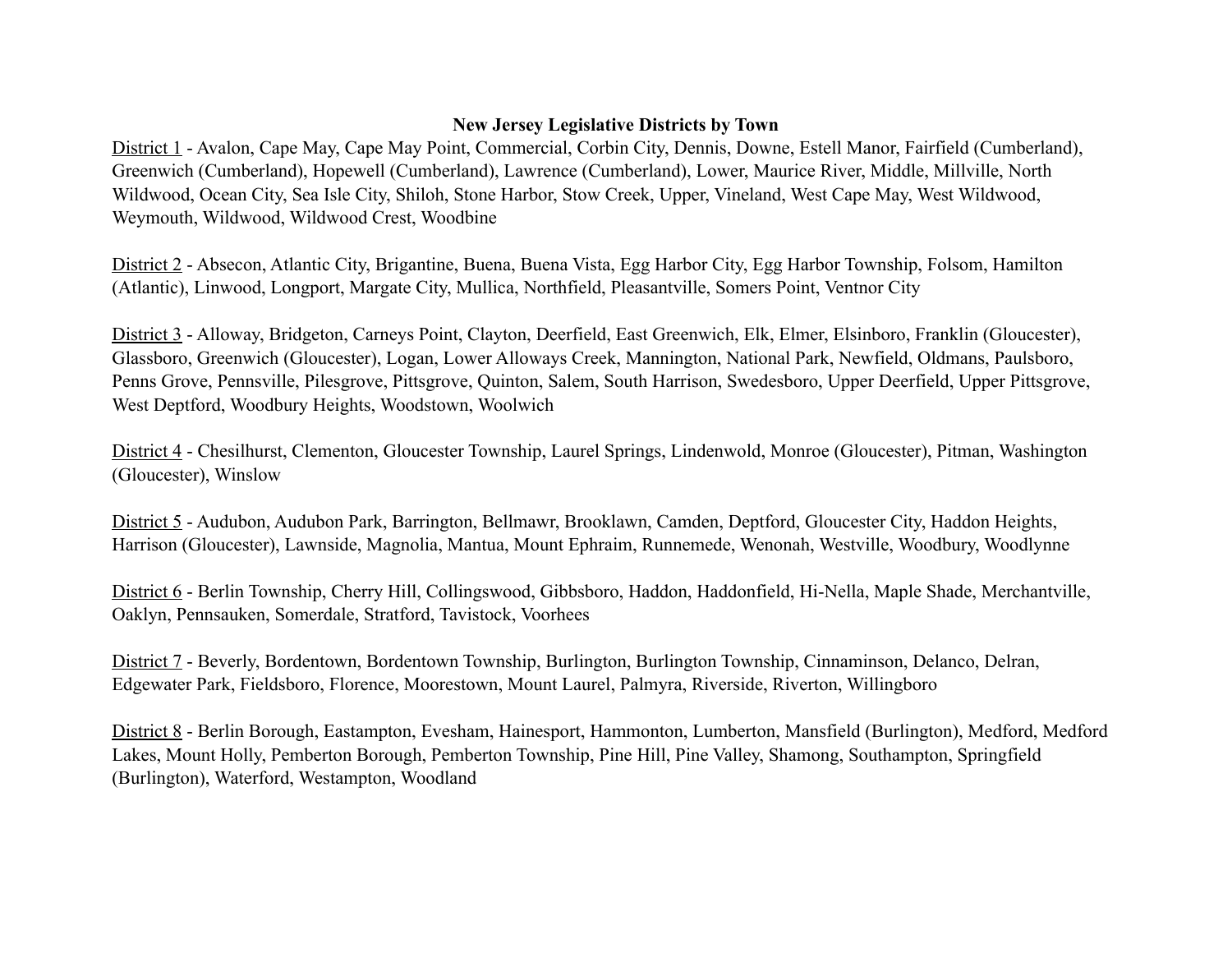**New Jersey Legislative Districts by Town**

District 1 - Avalon, Cape May, Cape May Point, Commercial, Corbin City, Dennis, Downe, Estell Manor, Fairfield (Cumberland), Greenwich (Cumberland), Hopewell (Cumberland), Lawrence (Cumberland), Lower, Maurice River, Middle, Millville, North Wildwood, Ocean City, Sea Isle City, Shiloh, Stone Harbor, Stow Creek, Upper, Vineland, West Cape May, West Wildwood, Weymouth, Wildwood, Wildwood Crest, Woodbine

District 2 - Absecon, Atlantic City, Brigantine, Buena, Buena Vista, Egg Harbor City, Egg Harbor Township, Folsom, Hamilton (Atlantic), Linwood, Longport, Margate City, Mullica, Northfield, Pleasantville, Somers Point, Ventnor City

District 3 - Alloway, Bridgeton, Carneys Point, Clayton, Deerfield, East Greenwich, Elk, Elmer, Elsinboro, Franklin (Gloucester), Glassboro, Greenwich (Gloucester), Logan, Lower Alloways Creek, Mannington, National Park, Newfield, Oldmans, Paulsboro, Penns Grove, Pennsville, Pilesgrove, Pittsgrove, Quinton, Salem, South Harrison, Swedesboro, Upper Deerfield, Upper Pittsgrove, West Deptford, Woodbury Heights, Woodstown, Woolwich

District 4 - Chesilhurst, Clementon, Gloucester Township, Laurel Springs, Lindenwold, Monroe (Gloucester), Pitman, Washington (Gloucester), Winslow

District 5 - Audubon, Audubon Park, Barrington, Bellmawr, Brooklawn, Camden, Deptford, Gloucester City, Haddon Heights, Harrison (Gloucester), Lawnside, Magnolia, Mantua, Mount Ephraim, Runnemede, Wenonah, Westville, Woodbury, Woodlynne

District 6 - Berlin Township, Cherry Hill, Collingswood, Gibbsboro, Haddon, Haddonfield, Hi-Nella, Maple Shade, Merchantville, Oaklyn, Pennsauken, Somerdale, Stratford, Tavistock, Voorhees

District 7 - Beverly, Bordentown, Bordentown Township, Burlington, Burlington Township, Cinnaminson, Delanco, Delran, Edgewater Park, Fieldsboro, Florence, Moorestown, Mount Laurel, Palmyra, Riverside, Riverton, Willingboro

District 8 - Berlin Borough, Eastampton, Evesham, Hainesport, Hammonton, Lumberton, Mansfield (Burlington), Medford, Medford Lakes, Mount Holly, Pemberton Borough, Pemberton Township, Pine Hill, Pine Valley, Shamong, Southampton, Springfield (Burlington), Waterford, Westampton, Woodland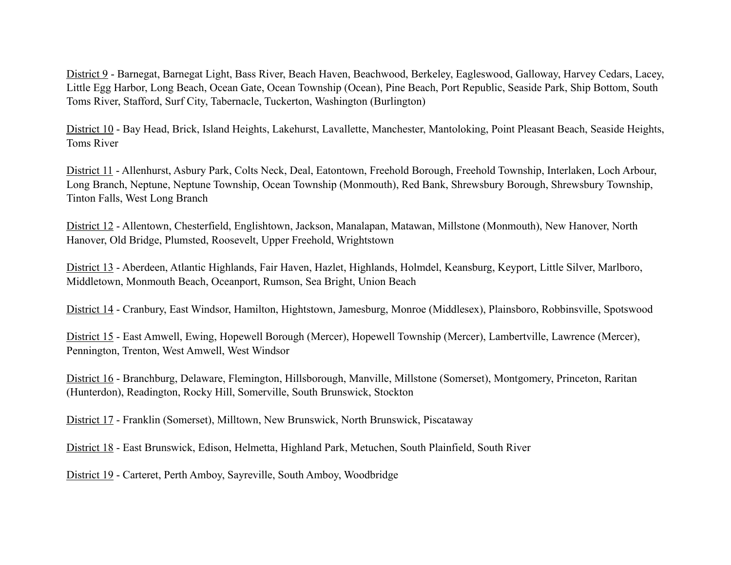<u>District 9</u> - Barnegat, Barnegat Light, Bass River, Beach Haven, Beachwood, Berkeley, Eagleswood, Galloway, Harvey Cedars, Lacey, Little Egg Harbor, Long Beach, Ocean Gate, Ocean Township (Ocean), Pine Beach, Port Republic, Seaside Park, Ship Bottom, South Toms River, Stafford, Surf City, Tabernacle, Tuckerton, Washington (Burlington)

<u>District 10</u> - Bay Head, Brick, Island Heights, Lakehurst, Lavallette, Manchester, Mantoloking, Point Pleasant Beach, Seaside Heights, Toms River

<u>District 11</u> - Allenhurst, Asbury Park, Colts Neck, Deal, Eatontown, Freehold Borough, Freehold Township, Interlaken, Loch Arbour, Long Branch, Neptune, Neptune Township, Ocean Township (Monmouth), Red Bank, Shrewsbury Borough, Shrewsbury Township, Tinton Falls, West Long Branch

<u>District 12</u> - Allentown, Chesterfield, Englishtown, Jackson, Manalapan, Matawan, Millstone (Monmouth), New Hanover, North Hanover, Old Bridge, Plumsted, Roosevelt, Upper Freehold, Wrightstown

<u>District 13</u> - Aberdeen, Atlantic Highlands, Fair Haven, Hazlet, Highlands, Holmdel, Keansburg, Keyport, Little Silver, Marlboro, Middletown, Monmouth Beach, Oceanport, Rumson, Sea Bright, Union Beach

<u>District 14</u> - Cranbury, East Windsor, Hamilton, Hightstown, Jamesburg, Monroe (Middlesex), Plainsboro, Robbinsville, Spotswood

<u>District 15</u> - East Amwell, Ewing, Hopewell Borough (Mercer), Hopewell Township (Mercer), Lambertville, Lawrence (Mercer), Pennington, Trenton, West Amwell, West Windsor

<u>District 16</u> - Branchburg, Delaware, Flemington, Hillsborough, Manville, Millstone (Somerset), Montgomery, Princeton, Raritan (Hunterdon), Readington, Rocky Hill, Somerville, South Brunswick, Stockton

<u>District 17</u> - Franklin (Somerset), Milltown, New Brunswick, North Brunswick, Piscataway

<u>District 18</u> - East Brunswick, Edison, Helmetta, Highland Park, Metuchen, South Plainfield, South River

<u>District 19</u> - Carteret, Perth Amboy, Sayreville, South Amboy, Woodbridge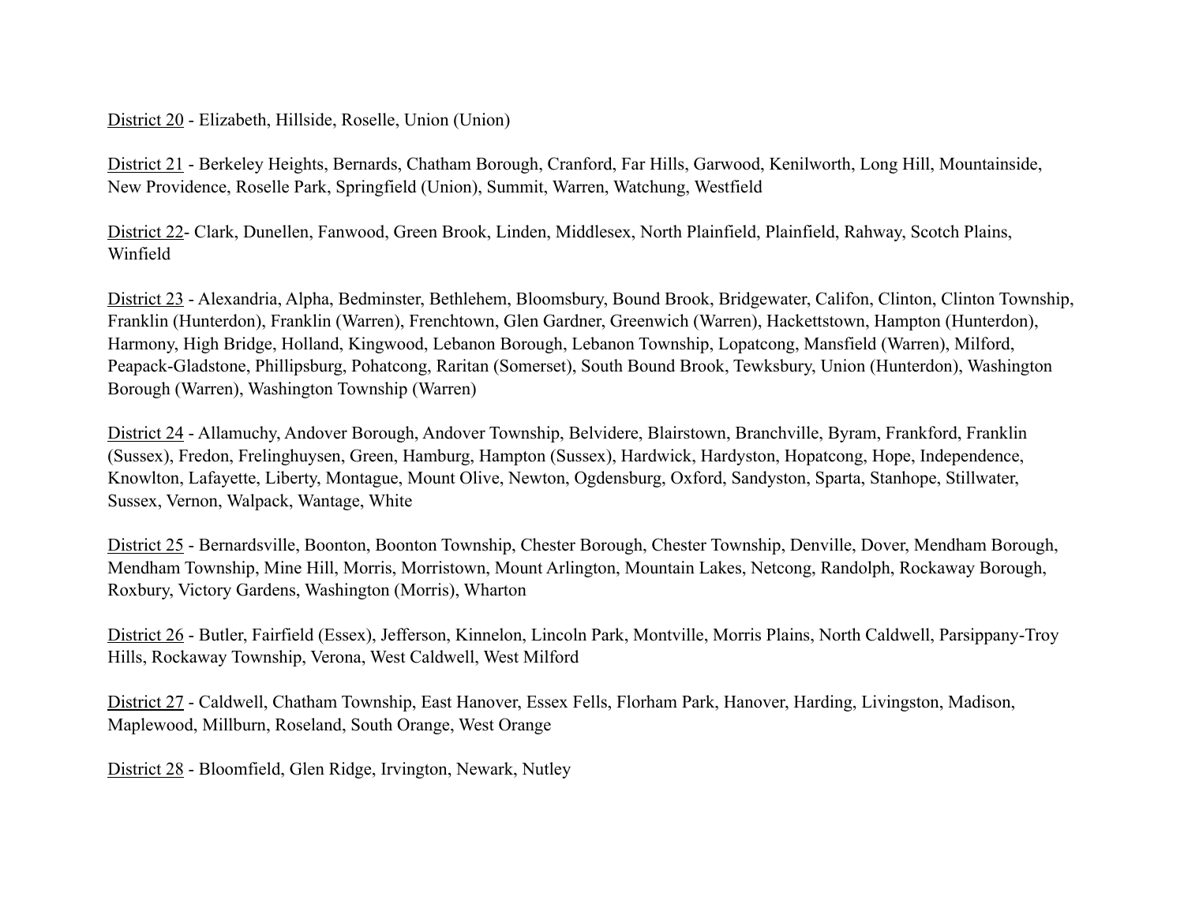<u>District 20</u> - Elizabeth, Hillside, Roselle, Union (Union)

<u>District 21</u> - Berkeley Heights, Bernards, Chatham Borough, Cranford, Far Hills, Garwood, Kenilworth, Long Hill, Mountainside, New Providence, Roselle Park, Springfield (Union), Summit, Warren, Watchung, Westfield

<u>District 22</u>- Clark, Dunellen, Fanwood, Green Brook, Linden, Middlesex, North Plainfield, Plainfield, Rahway, Scotch Plains, Winfield

<u>District 23</u> - Alexandria, Alpha, Bedminster, Bethlehem, Bloomsbury, Bound Brook, Bridgewater, Califon, Clinton, Clinton Township, Franklin (Hunterdon), Franklin (Warren), Frenchtown, Glen Gardner, Greenwich (Warren), Hackettstown, Hampton (Hunterdon), Harmony, High Bridge, Holland, Kingwood, Lebanon Borough, Lebanon Township, Lopatcong, Mansfield (Warren), Milford, Peapack-Gladstone, Phillipsburg, Pohatcong, Raritan (Somerset), South Bound Brook, Tewksbury, Union (Hunterdon), Washington Borough (Warren), Washington Township (Warren)

<u>District 24</u> - Allamuchy, Andover Borough, Andover Township, Belvidere, Blairstown, Branchville, Byram, Frankford, Franklin (Sussex), Fredon, Frelinghuysen, Green, Hamburg, Hampton (Sussex), Hardwick, Hardyston, Hopatcong, Hope, Independence, Knowlton, Lafayette, Liberty, Montague, Mount Olive, Newton, Ogdensburg, Oxford, Sandyston, Sparta, Stanhope, Stillwater, Sussex, Vernon, Walpack, Wantage, White

<u>District 25</u> - Bernardsville, Boonton, Boonton Township, Chester Borough, Chester Township, Denville, Dover, Mendham Borough, Mendham Township, Mine Hill, Morris, Morristown, Mount Arlington, Mountain Lakes, Netcong, Randolph, Rockaway Borough, Roxbury, Victory Gardens, Washington (Morris), Wharton

<u>District 26</u> - Butler, Fairfield (Essex), Jefferson, Kinnelon, Lincoln Park, Montville, Morris Plains, North Caldwell, Parsippany-Troy Hills, Rockaway Township, Verona, West Caldwell, West Milford

<u>District 27</u> - Caldwell, Chatham Township, East Hanover, Essex Fells, Florham Park, Hanover, Harding, Livingston, Madison, Maplewood, Millburn, Roseland, South Orange, West Orange

<u>District 28</u> - Bloomfield, Glen Ridge, Irvington, Newark, Nutley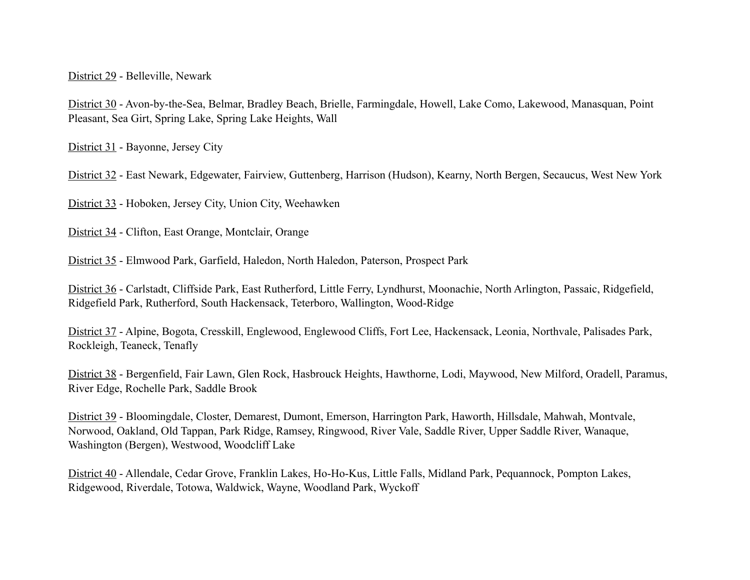District 29 - Belleville, Newark

District 30 - Avon-by-the-Sea, Belmar, Bradley Beach, Brielle, Farmingdale, Howell, Lake Como, Lakewood, Manasquan, Point Pleasant, Sea Girt, Spring Lake, Spring Lake Heights, Wall

District 31 - Bayonne, Jersey City

District 32 - East Newark, Edgewater, Fairview, Guttenberg, Harrison (Hudson), Kearny, North Bergen, Secaucus, West New York

District 33 - Hoboken, Jersey City, Union City, Weehawken

District 34 - Clifton, East Orange, Montclair, Orange

District 35 - Elmwood Park, Garfield, Haledon, North Haledon, Paterson, Prospect Park

District 36 - Carlstadt, Cliffside Park, East Rutherford, Little Ferry, Lyndhurst, Moonachie, North Arlington, Passaic, Ridgefield, Ridgefield Park, Rutherford, South Hackensack, Teterboro, Wallington, Wood-Ridge

District 37 - Alpine, Bogota, Cresskill, Englewood, Englewood Cliffs, Fort Lee, Hackensack, Leonia, Northvale, Palisades Park, Rockleigh, Teaneck, Tenafly

District 38 - Bergenfield, Fair Lawn, Glen Rock, Hasbrouck Heights, Hawthorne, Lodi, Maywood, New Milford, Oradell, Paramus, River Edge, Rochelle Park, Saddle Brook

District 39 - Bloomingdale, Closter, Demarest, Dumont, Emerson, Harrington Park, Haworth, Hillsdale, Mahwah, Montvale, Norwood, Oakland, Old Tappan, Park Ridge, Ramsey, Ringwood, River Vale, Saddle River, Upper Saddle River, Wanaque, Washington (Bergen), Westwood, Woodcliff Lake

District 40 - Allendale, Cedar Grove, Franklin Lakes, Ho-Ho-Kus, Little Falls, Midland Park, Pequannock, Pompton Lakes, Ridgewood, Riverdale, Totowa, Waldwick, Wayne, Woodland Park, Wyckoff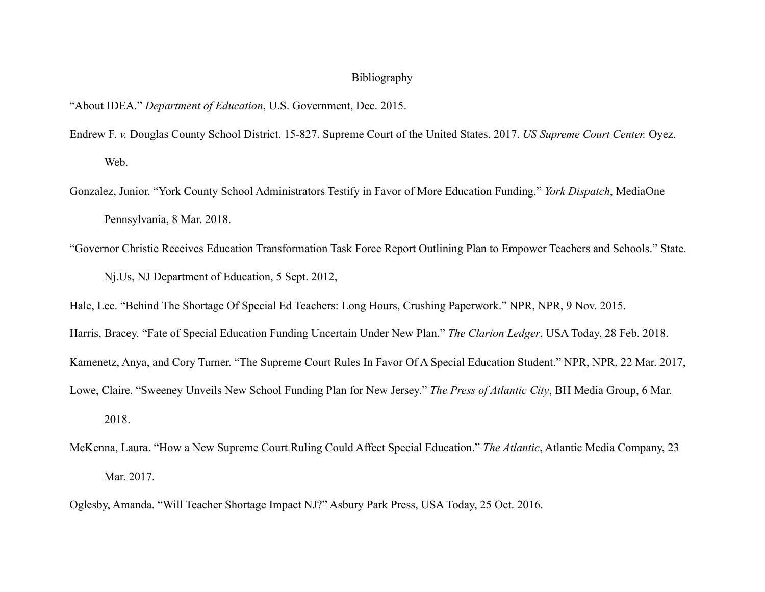# Bibliography

"About IDEA." *Department of Education*, U.S. Government, Dec. 2015.

Endrew F. *v.* Douglas County School District. 15-827. Supreme Court of the United States. 2017. *US Supreme Court Center.* Oyez. Web.

Gonzalez, Junior. "York County School Administrators Testify in Favor of More Education Funding." *York Dispatch*, MediaOne Pennsylvania, 8 Mar. 2018.

"Governor Christie Receives Education Transformation Task Force Report Outlining Plan to Empower Teachers and Schools." State. Nj.Us, NJ Department of Education, 5 Sept. 2012,

Hale, Lee. "Behind The Shortage Of Special Ed Teachers: Long Hours, Crushing Paperwork." NPR, NPR, 9 Nov. 2015.

Harris, Bracey. "Fate of Special Education Funding Uncertain Under New Plan." *The Clarion Ledger*, USA Today, 28 Feb. 2018.

Kamenetz, Anya, and Cory Turner. "The Supreme Court Rules In Favor Of A Special Education Student." NPR, NPR, 22 Mar. 2017,

Lowe, Claire. "Sweeney Unveils New School Funding Plan for New Jersey." *The Press of Atlantic City*, BH Media Group, 6 Mar. 2018.

McKenna, Laura. "How a New Supreme Court Ruling Could Affect Special Education." *The Atlantic*, Atlantic Media Company, 23 Mar. 2017.

Oglesby, Amanda. "Will Teacher Shortage Impact NJ?" Asbury Park Press, USA Today, 25 Oct. 2016.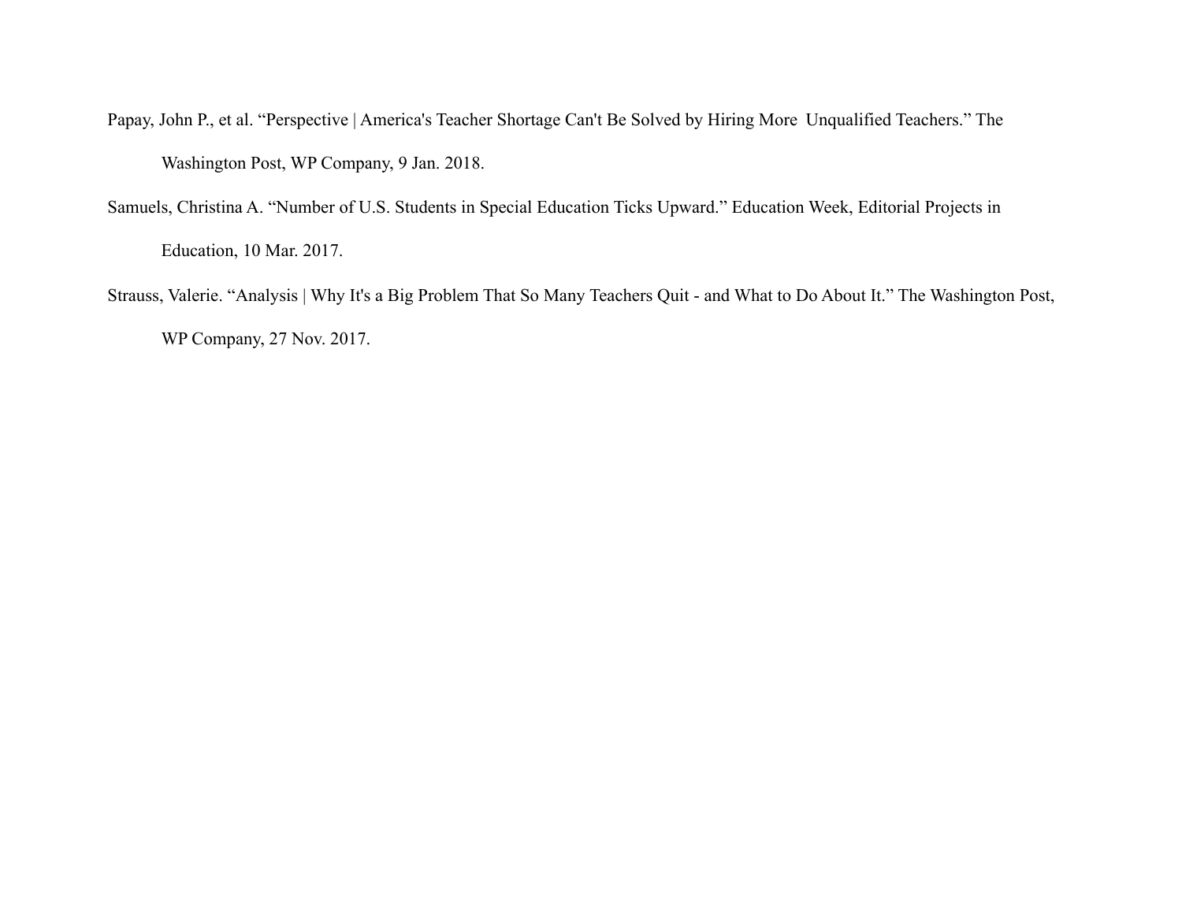Papay, John P., et al. “Perspective | America's Teacher Shortage Can't Be Solved by Hiring More Unqualified Teachers.” The Washington Post, WP Company, 9 Jan. 2018.

Samuels, Christina A. “Number of U.S. Students in Special Education Ticks Upward.” Education Week, Editorial Projects in Education, 10 Mar. 2017.

Strauss, Valerie. “Analysis | Why It's a Big Problem That So Many Teachers Quit - and What to Do About It.” The Washington Post, WP Company, 27 Nov. 2017.